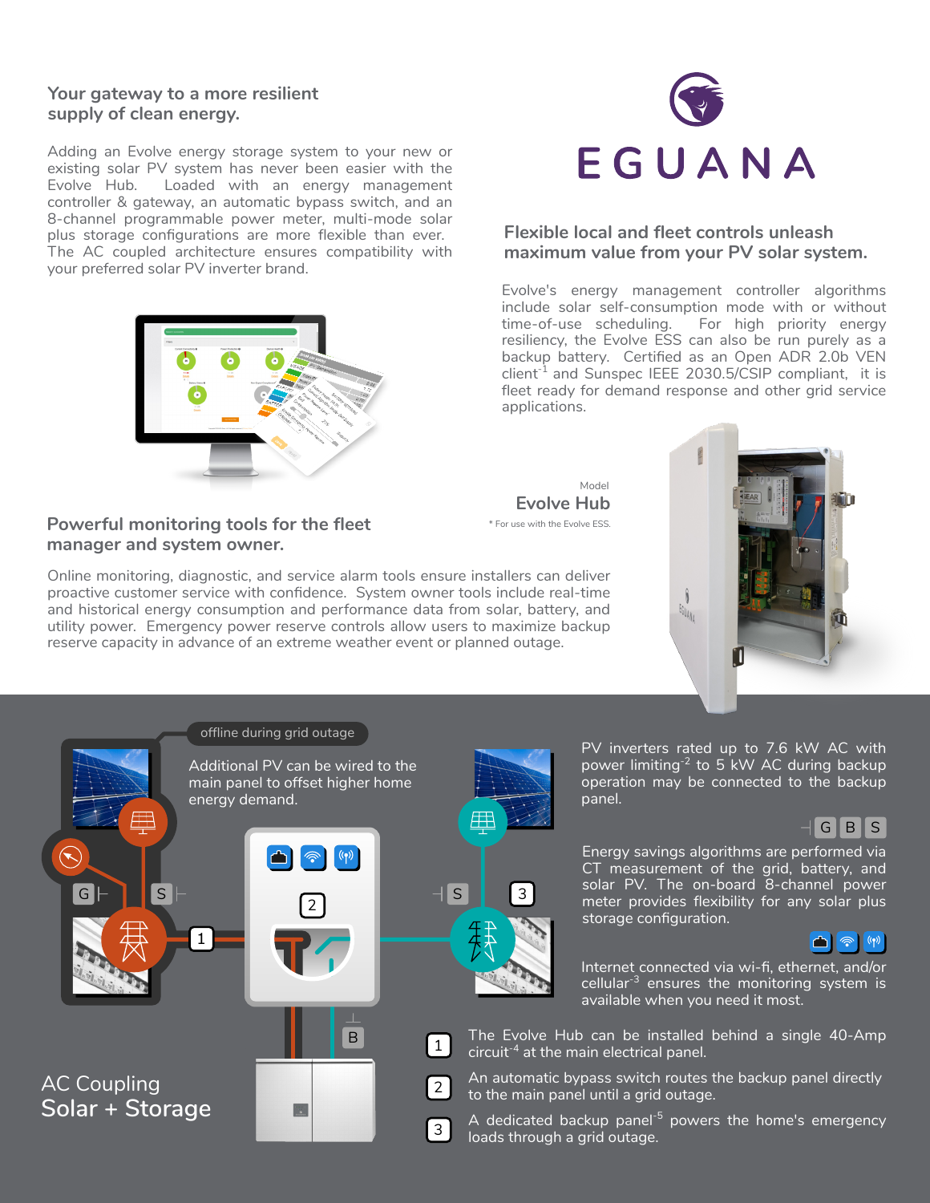## Your gateway to a more resilient supply of clean energy.

Adding an Evolve energy storage system to your new or existing solar PV system has never been easier with the Evolve Hub. Loaded with an energy management controller & gateway, an automatic bypass switch, and an 8-channel programmable power meter, multi-mode solar plus storage configurations are more flexible than ever. The AC coupled architecture ensures compatibility with your preferred solar PV inverter brand.

EGUANA

## Flexible local and fleet controls unleash maximum value from your PV solar system.

Evolve's energy management controller algorithms include solar self-consumption mode with or without time-of-use scheduling. For high priority energy resiliency, the Evolve ESS can also be run purely as a backup battery. Certified as an Open ADR 2.0b VEN client[1] and Sunspec IEEE 2030.5/CSIP compliant, it is fleet ready for demand response and other grid service applications.

Model
**Evolve Hub**
* For use with the Evolve ESS.

## Powerful monitoring tools for the fleet manager and system owner.

Online monitoring, diagnostic, and service alarm tools ensure installers can deliver proactive customer service with confidence. System owner tools include real-time and historical energy consumption and performance data from solar, battery, and utility power. Emergency power reserve controls allow users to maximize backup reserve capacity in advance of an extreme weather event or planned outage.

## AC Coupling Solar + Storage

offline during grid outage

Additional PV can be wired to the main panel to offset higher home energy demand.

G S 1 2 S 3 B

PV inverters rated up to 7.6 kW AC with power limiting[2] to 5 kW AC during backup operation may be connected to the backup panel.

G B S

Energy savings algorithms are performed via CT measurement of the grid, battery, and solar PV. The on-board 8-channel power meter provides flexibility for any solar plus storage configuration.

Internet connected via wi-fi, ethernet, and/or cellular[3] ensures the monitoring system is available when you need it most.

1. The Evolve Hub can be installed behind a single 40-Amp circuit[4] at the main electrical panel.
2. An automatic bypass switch routes the backup panel directly to the main panel until a grid outage.
3. A dedicated backup panel[5] powers the home's emergency loads through a grid outage.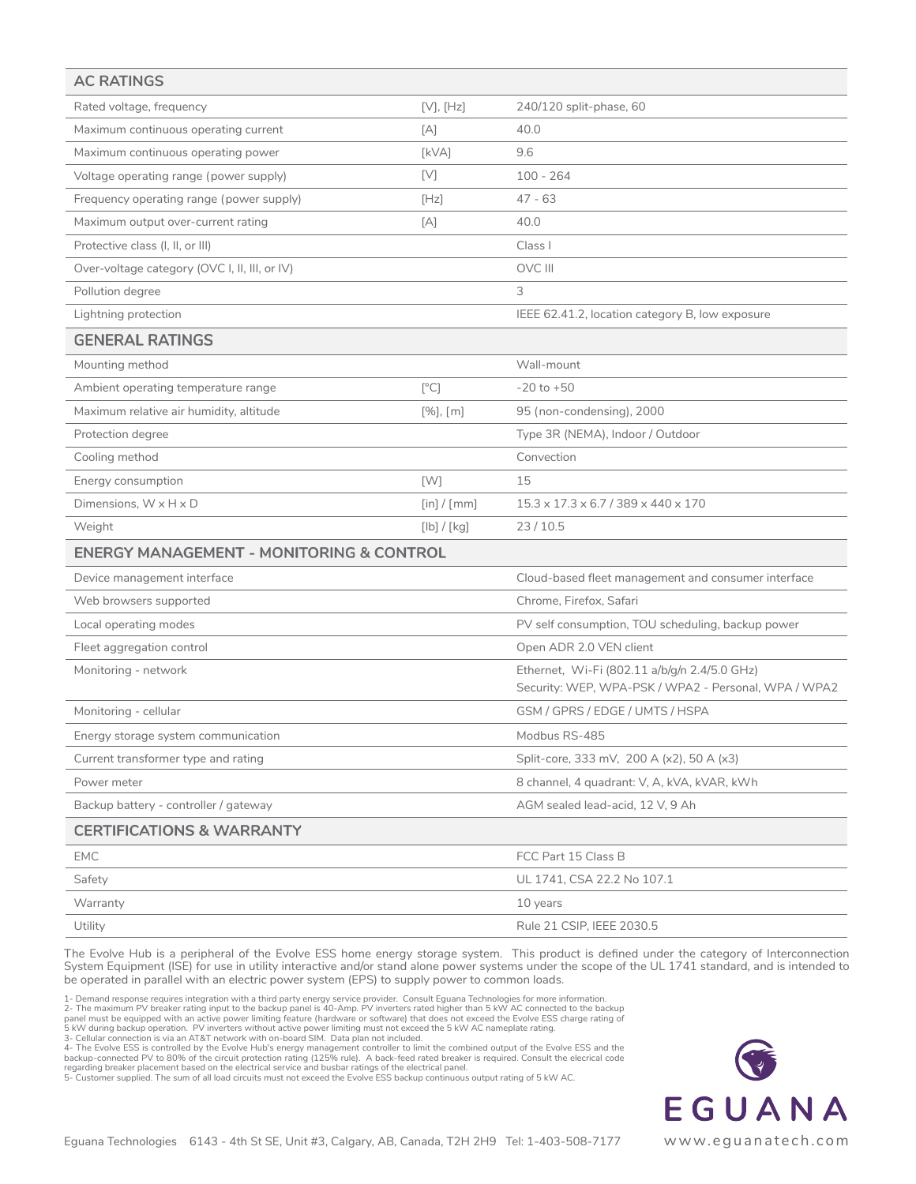| AC RATINGS | | |
|---|---|---|
| Rated voltage, frequency | [V], [Hz] | 240/120 split-phase, 60 |
| Maximum continuous operating current | [A] | 40.0 |
| Maximum continuous operating power | [kVA] | 9.6 |
| Voltage operating range (power supply) | [V] | 100 - 264 |
| Frequency operating range (power supply) | [Hz] | 47 - 63 |
| Maximum output over-current rating | [A] | 40.0 |
| Protective class (I, II, or III) | | Class I |
| Over-voltage category (OVC I, II, III, or IV) | | OVC III |
| Pollution degree | | 3 |
| Lightning protection | | IEEE 62.41.2, location category B, low exposure |
| **GENERAL RATINGS** | | |
| Mounting method | | Wall-mount |
| Ambient operating temperature range | [°C] | -20 to +50 |
| Maximum relative air humidity, altitude | [%], [m] | 95 (non-condensing), 2000 |
| Protection degree | | Type 3R (NEMA), Indoor / Outdoor |
| Cooling method | | Convection |
| Energy consumption | [W] | 15 |
| Dimensions, W x H x D | [in] / [mm] | 15.3 x 17.3 x 6.7 / 389 x 440 x 170 |
| Weight | [lb] / [kg] | 23 / 10.5 |
| **ENERGY MANAGEMENT - MONITORING & CONTROL** | | |
| Device management interface | | Cloud-based fleet management and consumer interface |
| Web browsers supported | | Chrome, Firefox, Safari |
| Local operating modes | | PV self consumption, TOU scheduling, backup power |
| Fleet aggregation control | | Open ADR 2.0 VEN client |
| Monitoring - network | | Ethernet, Wi-Fi (802.11 a/b/g/n 2.4/5.0 GHz) Security: WEP, WPA-PSK / WPA2 - Personal, WPA / WPA2 |
| Monitoring - cellular | | GSM / GPRS / EDGE / UMTS / HSPA |
| Energy storage system communication | | Modbus RS-485 |
| Current transformer type and rating | | Split-core, 333 mV, 200 A (x2), 50 A (x3) |
| Power meter | | 8 channel, 4 quadrant: V, A, kVA, kVAR, kWh |
| Backup battery - controller / gateway | | AGM sealed lead-acid, 12 V, 9 Ah |
| **CERTIFICATIONS & WARRANTY** | | |
| EMC | | FCC Part 15 Class B |
| Safety | | UL 1741, CSA 22.2 No 107.1 |
| Warranty | | 10 years |
| Utility | | Rule 21 CSIP, IEEE 2030.5 |

The Evolve Hub is a peripheral of the Evolve ESS home energy storage system. This product is defined under the category of Interconnection System Equipment (ISE) for use in utility interactive and/or stand alone power systems under the scope of the UL 1741 standard, and is intended to be operated in parallel with an electric power system (EPS) to supply power to common loads.

1- Demand response requires integration with a third party energy service provider. Consult Eguana Technologies for more information.
2- The maximum PV breaker rating input to the backup panel is 40-Amp. PV inverters rated higher than 5 kW AC connected to the backup panel must be equipped with an active power limiting feature (hardware or software) that does not exceed the Evolve ESS charge rating of 5 kW during backup operation. PV inverters without active power limiting must not exceed the 5 kW AC nameplate rating.
3- Cellular connection is via an AT&T network with on-board SIM. Data plan not included.
4- The Evolve ESS is controlled by the Evolve Hub's energy management controller to limit the combined output of the Evolve ESS and the backup-connected PV to 80% of the circuit protection rating (125% rule). A back-feed rated breaker is required. Consult the elecrical code regarding breaker placement based on the electrical service and busbar ratings of the electrical panel.
5- Customer supplied. The sum of all load circuits must not exceed the Evolve ESS backup continuous output rating of 5 kW AC.

EGUANA

Eguana Technologies 6143 - 4th St SE, Unit #3, Calgary, AB, Canada, T2H 2H9 Tel: 1-403-508-7177

www.eguanatech.com